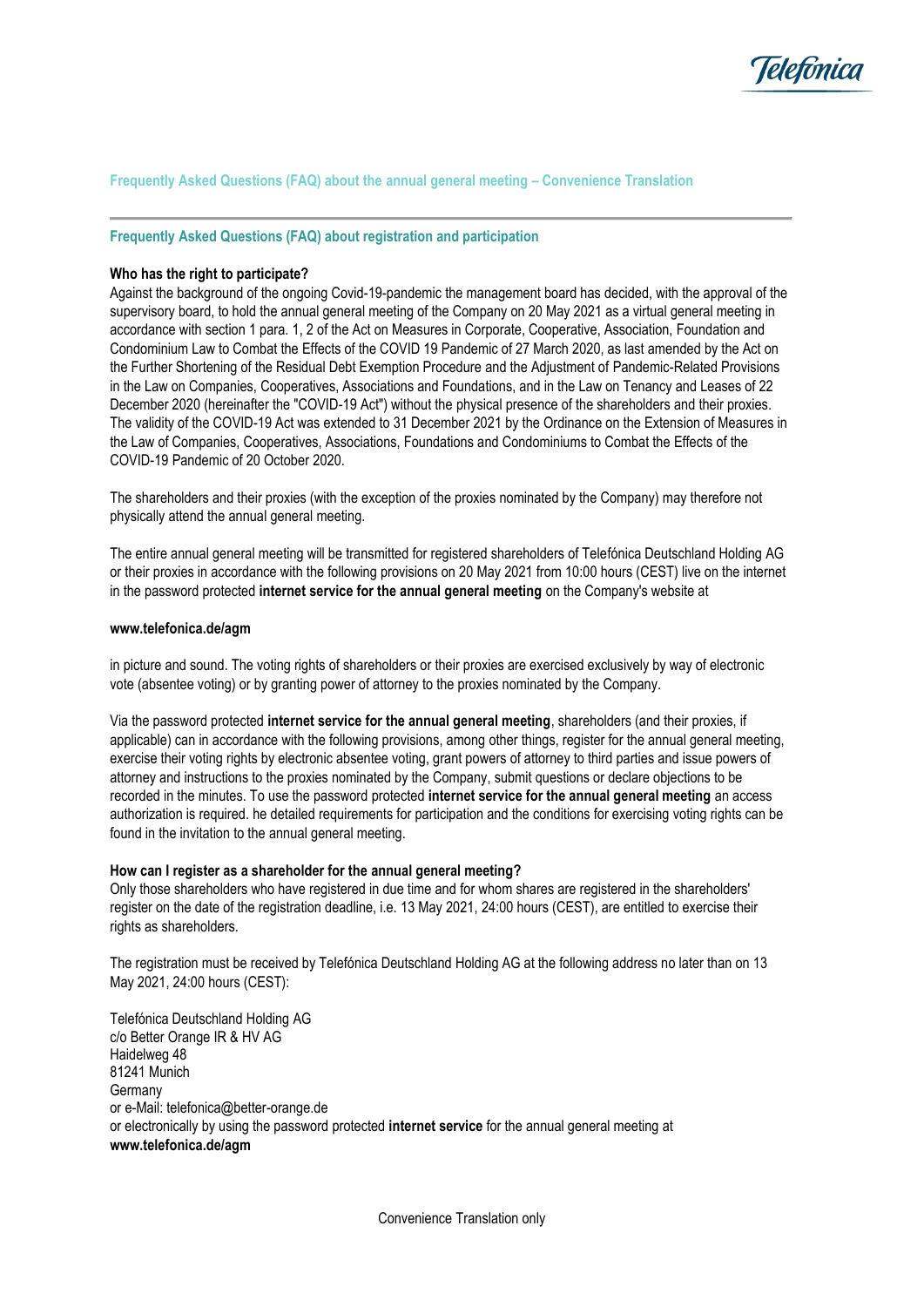## Frequently Asked Questions (FAQ) about the annual general meeting – Convenience Translation

---

### Frequently Asked Questions (FAQ) about registration and participation

**Who has the right to participate?**

Against the background of the ongoing Covid-19-pandemic the management board has decided, with the approval of the supervisory board, to hold the annual general meeting of the Company on 20 May 2021 as a virtual general meeting in accordance with section 1 para. 1, 2 of the Act on Measures in Corporate, Cooperative, Association, Foundation and Condominium Law to Combat the Effects of the COVID 19 Pandemic of 27 March 2020, as last amended by the Act on the Further Shortening of the Residual Debt Exemption Procedure and the Adjustment of Pandemic-Related Provisions in the Law on Companies, Cooperatives, Associations and Foundations, and in the Law on Tenancy and Leases of 22 December 2020 (hereinafter the "COVID-19 Act") without the physical presence of the shareholders and their proxies. The validity of the COVID-19 Act was extended to 31 December 2021 by the Ordinance on the Extension of Measures in the Law of Companies, Cooperatives, Associations, Foundations and Condominiums to Combat the Effects of the COVID-19 Pandemic of 20 October 2020.

The shareholders and their proxies (with the exception of the proxies nominated by the Company) may therefore not physically attend the annual general meeting.

The entire annual general meeting will be transmitted for registered shareholders of Telefónica Deutschland Holding AG or their proxies in accordance with the following provisions on 20 May 2021 from 10:00 hours (CEST) live on the internet in the password protected **internet service for the annual general meeting** on the Company's website at

**www.telefonica.de/agm**

in picture and sound. The voting rights of shareholders or their proxies are exercised exclusively by way of electronic vote (absentee voting) or by granting power of attorney to the proxies nominated by the Company.

Via the password protected **internet service for the annual general meeting**, shareholders (and their proxies, if applicable) can in accordance with the following provisions, among other things, register for the annual general meeting, exercise their voting rights by electronic absentee voting, grant powers of attorney to third parties and issue powers of attorney and instructions to the proxies nominated by the Company, submit questions or declare objections to be recorded in the minutes. To use the password protected **internet service for the annual general meeting** an access authorization is required. he detailed requirements for participation and the conditions for exercising voting rights can be found in the invitation to the annual general meeting.

**How can I register as a shareholder for the annual general meeting?**

Only those shareholders who have registered in due time and for whom shares are registered in the shareholders' register on the date of the registration deadline, i.e. 13 May 2021, 24:00 hours (CEST), are entitled to exercise their rights as shareholders.

The registration must be received by Telefónica Deutschland Holding AG at the following address no later than on 13 May 2021, 24:00 hours (CEST):

Telefónica Deutschland Holding AG  
c/o Better Orange IR & HV AG  
Haidelweg 48  
81241 Munich  
Germany  
or e-Mail: telefonica@better-orange.de  
or electronically by using the password protected **internet service** for the annual general meeting at  
**www.telefonica.de/agm**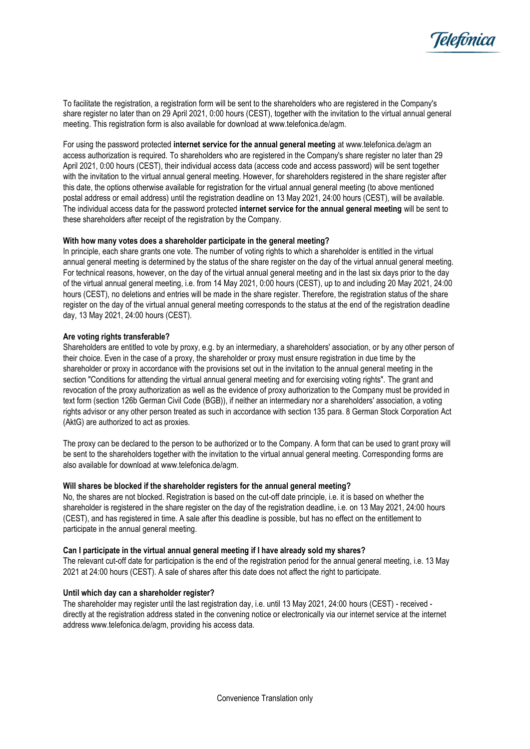To facilitate the registration, a registration form will be sent to the shareholders who are registered in the Company's share register no later than on 29 April 2021, 0:00 hours (CEST), together with the invitation to the virtual annual general meeting. This registration form is also available for download at www.telefonica.de/agm.

For using the password protected **internet service for the annual general meeting** at www.telefonica.de/agm an access authorization is required. To shareholders who are registered in the Company's share register no later than 29 April 2021, 0:00 hours (CEST), their individual access data (access code and access password) will be sent together with the invitation to the virtual annual general meeting. However, for shareholders registered in the share register after this date, the options otherwise available for registration for the virtual annual general meeting (to above mentioned postal address or email address) until the registration deadline on 13 May 2021, 24:00 hours (CEST), will be available. The individual access data for the password protected **internet service for the annual general meeting** will be sent to these shareholders after receipt of the registration by the Company.

**With how many votes does a shareholder participate in the general meeting?**
In principle, each share grants one vote. The number of voting rights to which a shareholder is entitled in the virtual annual general meeting is determined by the status of the share register on the day of the virtual annual general meeting. For technical reasons, however, on the day of the virtual annual general meeting and in the last six days prior to the day of the virtual annual general meeting, i.e. from 14 May 2021, 0:00 hours (CEST), up to and including 20 May 2021, 24:00 hours (CEST), no deletions and entries will be made in the share register. Therefore, the registration status of the share register on the day of the virtual annual general meeting corresponds to the status at the end of the registration deadline day, 13 May 2021, 24:00 hours (CEST).

**Are voting rights transferable?**
Shareholders are entitled to vote by proxy, e.g. by an intermediary, a shareholders' association, or by any other person of their choice. Even in the case of a proxy, the shareholder or proxy must ensure registration in due time by the shareholder or proxy in accordance with the provisions set out in the invitation to the annual general meeting in the section "Conditions for attending the virtual annual general meeting and for exercising voting rights". The grant and revocation of the proxy authorization as well as the evidence of proxy authorization to the Company must be provided in text form (section 126b German Civil Code (BGB)), if neither an intermediary nor a shareholders' association, a voting rights advisor or any other person treated as such in accordance with section 135 para. 8 German Stock Corporation Act (AktG) are authorized to act as proxies.

The proxy can be declared to the person to be authorized or to the Company. A form that can be used to grant proxy will be sent to the shareholders together with the invitation to the virtual annual general meeting. Corresponding forms are also available for download at www.telefonica.de/agm.

**Will shares be blocked if the shareholder registers for the annual general meeting?**
No, the shares are not blocked. Registration is based on the cut-off date principle, i.e. it is based on whether the shareholder is registered in the share register on the day of the registration deadline, i.e. on 13 May 2021, 24:00 hours (CEST), and has registered in time. A sale after this deadline is possible, but has no effect on the entitlement to participate in the annual general meeting.

**Can I participate in the virtual annual general meeting if I have already sold my shares?**
The relevant cut-off date for participation is the end of the registration period for the annual general meeting, i.e. 13 May 2021 at 24:00 hours (CEST). A sale of shares after this date does not affect the right to participate.

**Until which day can a shareholder register?**
The shareholder may register until the last registration day, i.e. until 13 May 2021, 24:00 hours (CEST) - received - directly at the registration address stated in the convening notice or electronically via our internet service at the internet address www.telefonica.de/agm, providing his access data.

Convenience Translation only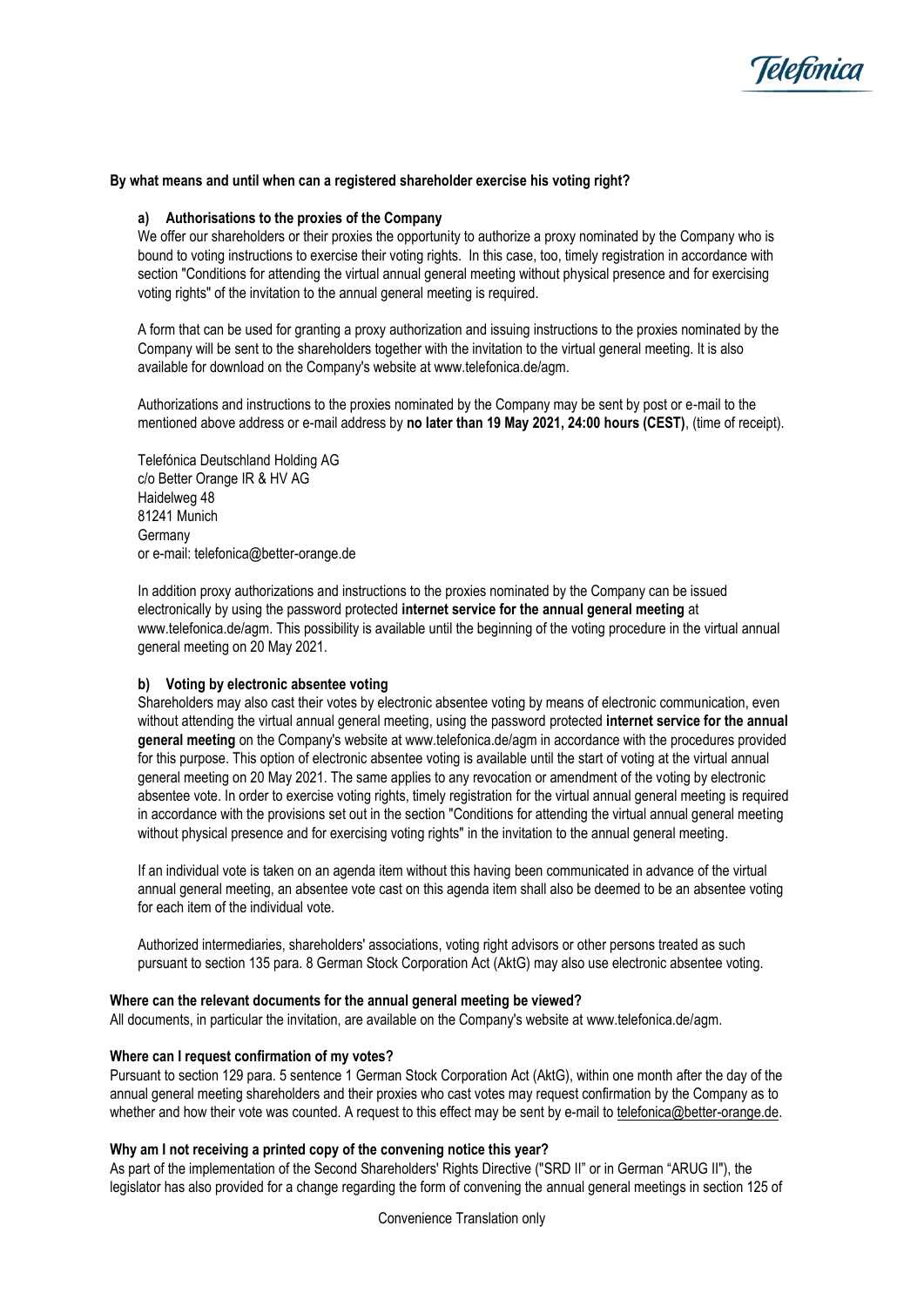**By what means and until when can a registered shareholder exercise his voting right?**

**a) Authorisations to the proxies of the Company**

We offer our shareholders or their proxies the opportunity to authorize a proxy nominated by the Company who is bound to voting instructions to exercise their voting rights. In this case, too, timely registration in accordance with section "Conditions for attending the virtual annual general meeting without physical presence and for exercising voting rights" of the invitation to the annual general meeting is required.

A form that can be used for granting a proxy authorization and issuing instructions to the proxies nominated by the Company will be sent to the shareholders together with the invitation to the virtual general meeting. It is also available for download on the Company's website at www.telefonica.de/agm.

Authorizations and instructions to the proxies nominated by the Company may be sent by post or e-mail to the mentioned above address or e-mail address by **no later than 19 May 2021, 24:00 hours (CEST)**, (time of receipt).

Telefónica Deutschland Holding AG
c/o Better Orange IR & HV AG
Haidelweg 48
81241 Munich
Germany
or e-mail: telefonica@better-orange.de

In addition proxy authorizations and instructions to the proxies nominated by the Company can be issued electronically by using the password protected **internet service for the annual general meeting** at www.telefonica.de/agm. This possibility is available until the beginning of the voting procedure in the virtual annual general meeting on 20 May 2021.

**b) Voting by electronic absentee voting**

Shareholders may also cast their votes by electronic absentee voting by means of electronic communication, even without attending the virtual annual general meeting, using the password protected **internet service for the annual general meeting** on the Company's website at www.telefonica.de/agm in accordance with the procedures provided for this purpose. This option of electronic absentee voting is available until the start of voting at the virtual annual general meeting on 20 May 2021. The same applies to any revocation or amendment of the voting by electronic absentee vote. In order to exercise voting rights, timely registration for the virtual annual general meeting is required in accordance with the provisions set out in the section "Conditions for attending the virtual annual general meeting without physical presence and for exercising voting rights" in the invitation to the annual general meeting.

If an individual vote is taken on an agenda item without this having been communicated in advance of the virtual annual general meeting, an absentee vote cast on this agenda item shall also be deemed to be an absentee voting for each item of the individual vote.

Authorized intermediaries, shareholders' associations, voting right advisors or other persons treated as such pursuant to section 135 para. 8 German Stock Corporation Act (AktG) may also use electronic absentee voting.

**Where can the relevant documents for the annual general meeting be viewed?**

All documents, in particular the invitation, are available on the Company's website at www.telefonica.de/agm.

**Where can I request confirmation of my votes?**

Pursuant to section 129 para. 5 sentence 1 German Stock Corporation Act (AktG), within one month after the day of the annual general meeting shareholders and their proxies who cast votes may request confirmation by the Company as to whether and how their vote was counted. A request to this effect may be sent by e-mail to telefonica@better-orange.de.

**Why am I not receiving a printed copy of the convening notice this year?**

As part of the implementation of the Second Shareholders' Rights Directive ("SRD II" or in German "ARUG II"), the legislator has also provided for a change regarding the form of convening the annual general meetings in section 125 of

Convenience Translation only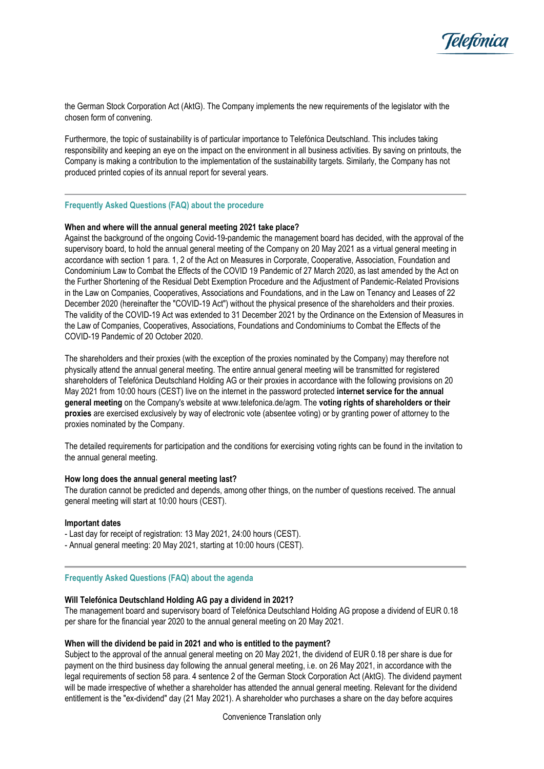the German Stock Corporation Act (AktG). The Company implements the new requirements of the legislator with the chosen form of convening.

Furthermore, the topic of sustainability is of particular importance to Telefónica Deutschland. This includes taking responsibility and keeping an eye on the impact on the environment in all business activities. By saving on printouts, the Company is making a contribution to the implementation of the sustainability targets. Similarly, the Company has not produced printed copies of its annual report for several years.

---

## Frequently Asked Questions (FAQ) about the procedure

**When and where will the annual general meeting 2021 take place?**
Against the background of the ongoing Covid-19-pandemic the management board has decided, with the approval of the supervisory board, to hold the annual general meeting of the Company on 20 May 2021 as a virtual general meeting in accordance with section 1 para. 1, 2 of the Act on Measures in Corporate, Cooperative, Association, Foundation and Condominium Law to Combat the Effects of the COVID 19 Pandemic of 27 March 2020, as last amended by the Act on the Further Shortening of the Residual Debt Exemption Procedure and the Adjustment of Pandemic-Related Provisions in the Law on Companies, Cooperatives, Associations and Foundations, and in the Law on Tenancy and Leases of 22 December 2020 (hereinafter the "COVID-19 Act") without the physical presence of the shareholders and their proxies. The validity of the COVID-19 Act was extended to 31 December 2021 by the Ordinance on the Extension of Measures in the Law of Companies, Cooperatives, Associations, Foundations and Condominiums to Combat the Effects of the COVID-19 Pandemic of 20 October 2020.

The shareholders and their proxies (with the exception of the proxies nominated by the Company) may therefore not physically attend the annual general meeting. The entire annual general meeting will be transmitted for registered shareholders of Telefónica Deutschland Holding AG or their proxies in accordance with the following provisions on 20 May 2021 from 10:00 hours (CEST) live on the internet in the password protected **internet service for the annual general meeting** on the Company's website at www.telefonica.de/agm. The **voting rights of shareholders or their proxies** are exercised exclusively by way of electronic vote (absentee voting) or by granting power of attorney to the proxies nominated by the Company.

The detailed requirements for participation and the conditions for exercising voting rights can be found in the invitation to the annual general meeting.

**How long does the annual general meeting last?**
The duration cannot be predicted and depends, among other things, on the number of questions received. The annual general meeting will start at 10:00 hours (CEST).

**Important dates**
- Last day for receipt of registration: 13 May 2021, 24:00 hours (CEST).
- Annual general meeting: 20 May 2021, starting at 10:00 hours (CEST).

---

## Frequently Asked Questions (FAQ) about the agenda

**Will Telefónica Deutschland Holding AG pay a dividend in 2021?**
The management board and supervisory board of Telefónica Deutschland Holding AG propose a dividend of EUR 0.18 per share for the financial year 2020 to the annual general meeting on 20 May 2021.

**When will the dividend be paid in 2021 and who is entitled to the payment?**
Subject to the approval of the annual general meeting on 20 May 2021, the dividend of EUR 0.18 per share is due for payment on the third business day following the annual general meeting, i.e. on 26 May 2021, in accordance with the legal requirements of section 58 para. 4 sentence 2 of the German Stock Corporation Act (AktG). The dividend payment will be made irrespective of whether a shareholder has attended the annual general meeting. Relevant for the dividend entitlement is the "ex-dividend" day (21 May 2021). A shareholder who purchases a share on the day before acquires

Convenience Translation only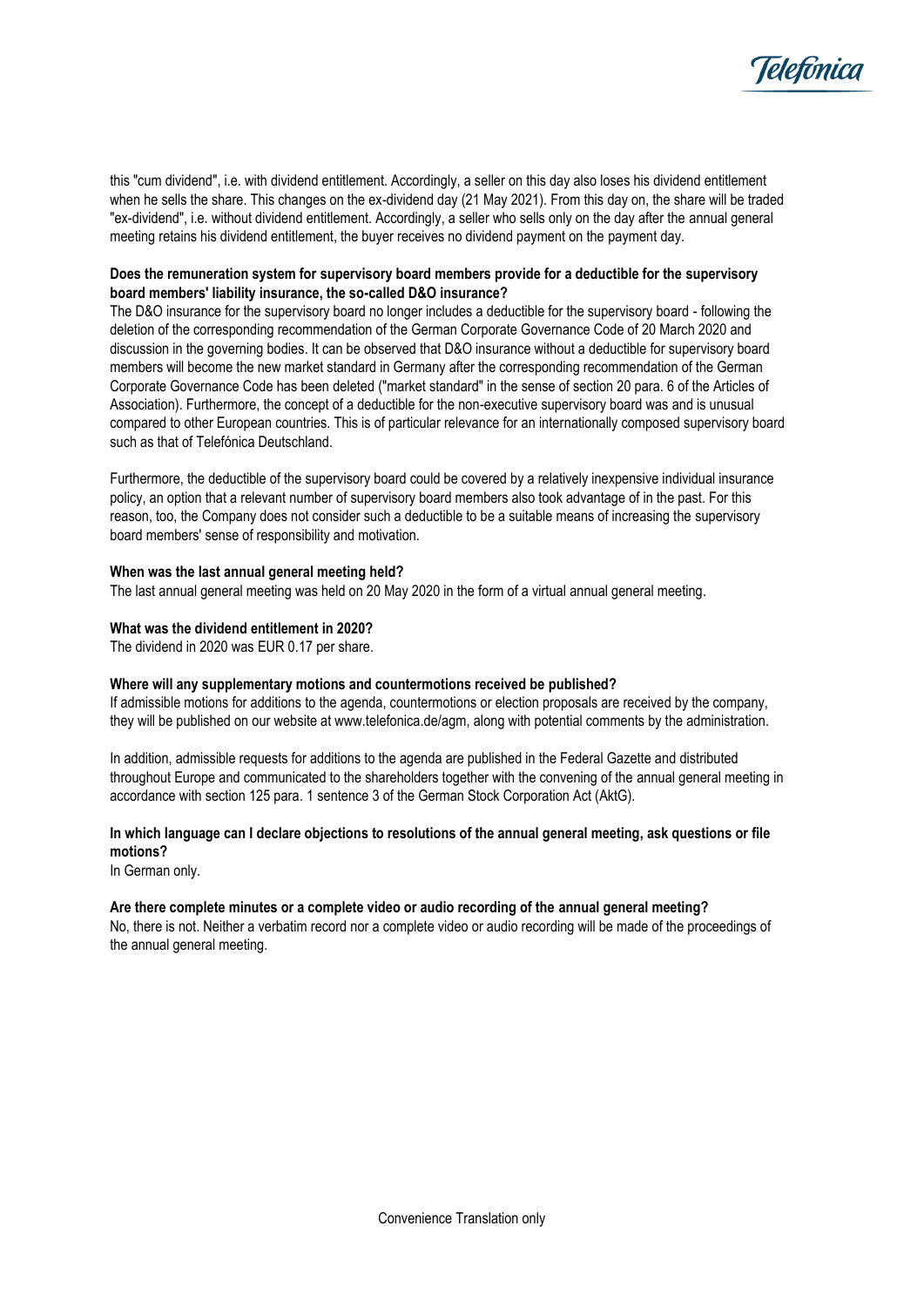this "cum dividend", i.e. with dividend entitlement. Accordingly, a seller on this day also loses his dividend entitlement when he sells the share. This changes on the ex-dividend day (21 May 2021). From this day on, the share will be traded "ex-dividend", i.e. without dividend entitlement. Accordingly, a seller who sells only on the day after the annual general meeting retains his dividend entitlement, the buyer receives no dividend payment on the payment day.

**Does the remuneration system for supervisory board members provide for a deductible for the supervisory board members' liability insurance, the so-called D&O insurance?**

The D&O insurance for the supervisory board no longer includes a deductible for the supervisory board - following the deletion of the corresponding recommendation of the German Corporate Governance Code of 20 March 2020 and discussion in the governing bodies. It can be observed that D&O insurance without a deductible for supervisory board members will become the new market standard in Germany after the corresponding recommendation of the German Corporate Governance Code has been deleted ("market standard" in the sense of section 20 para. 6 of the Articles of Association). Furthermore, the concept of a deductible for the non-executive supervisory board was and is unusual compared to other European countries. This is of particular relevance for an internationally composed supervisory board such as that of Telefónica Deutschland.

Furthermore, the deductible of the supervisory board could be covered by a relatively inexpensive individual insurance policy, an option that a relevant number of supervisory board members also took advantage of in the past. For this reason, too, the Company does not consider such a deductible to be a suitable means of increasing the supervisory board members' sense of responsibility and motivation.

**When was the last annual general meeting held?**

The last annual general meeting was held on 20 May 2020 in the form of a virtual annual general meeting.

**What was the dividend entitlement in 2020?**

The dividend in 2020 was EUR 0.17 per share.

**Where will any supplementary motions and countermotions received be published?**

If admissible motions for additions to the agenda, countermotions or election proposals are received by the company, they will be published on our website at www.telefonica.de/agm, along with potential comments by the administration.

In addition, admissible requests for additions to the agenda are published in the Federal Gazette and distributed throughout Europe and communicated to the shareholders together with the convening of the annual general meeting in accordance with section 125 para. 1 sentence 3 of the German Stock Corporation Act (AktG).

**In which language can I declare objections to resolutions of the annual general meeting, ask questions or file motions?**

In German only.

**Are there complete minutes or a complete video or audio recording of the annual general meeting?**

No, there is not. Neither a verbatim record nor a complete video or audio recording will be made of the proceedings of the annual general meeting.

Convenience Translation only